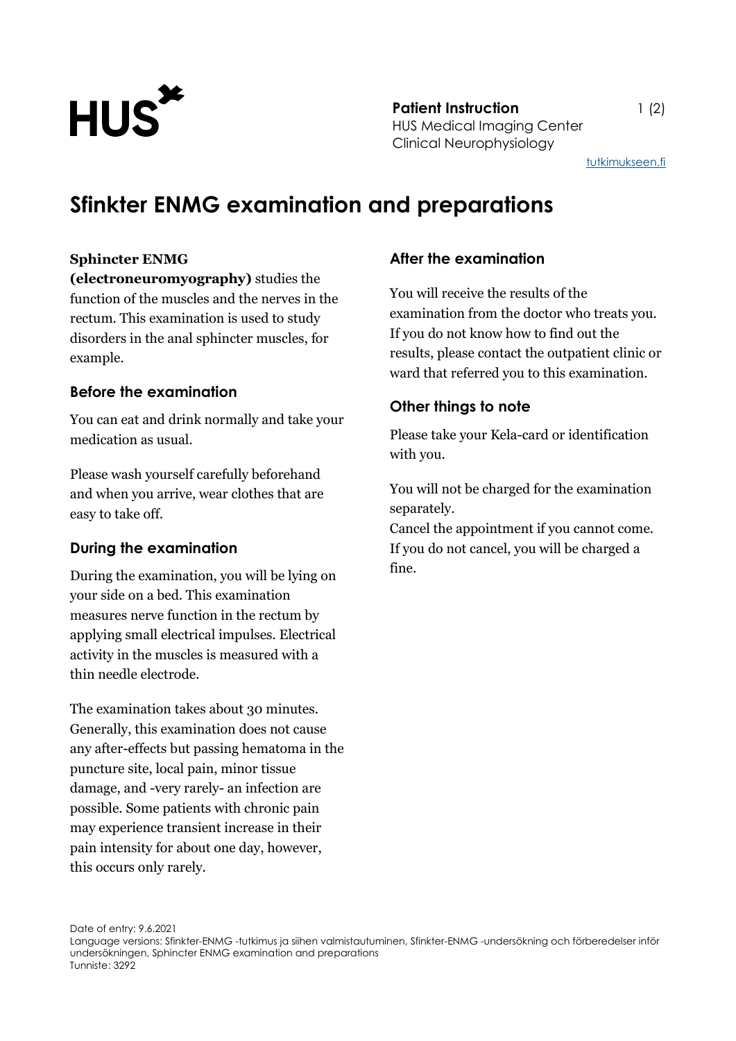**Patient Instruction**
HUS Medical Imaging Center
Clinical Neurophysiology

tutkimukseen.fi

# Sfinkter ENMG examination and preparations

**Sphincter ENMG (electroneuromyography)** studies the function of the muscles and the nerves in the rectum. This examination is used to study disorders in the anal sphincter muscles, for example.

## Before the examination

You can eat and drink normally and take your medication as usual.

Please wash yourself carefully beforehand and when you arrive, wear clothes that are easy to take off.

## During the examination

During the examination, you will be lying on your side on a bed. This examination measures nerve function in the rectum by applying small electrical impulses. Electrical activity in the muscles is measured with a thin needle electrode.

The examination takes about 30 minutes. Generally, this examination does not cause any after-effects but passing hematoma in the puncture site, local pain, minor tissue damage, and -very rarely- an infection are possible. Some patients with chronic pain may experience transient increase in their pain intensity for about one day, however, this occurs only rarely.

## After the examination

You will receive the results of the examination from the doctor who treats you. If you do not know how to find out the results, please contact the outpatient clinic or ward that referred you to this examination.

## Other things to note

Please take your Kela-card or identification with you.

You will not be charged for the examination separately.
Cancel the appointment if you cannot come. If you do not cancel, you will be charged a fine.

Date of entry: 9.6.2021
Language versions: Sfinkter-ENMG -tutkimus ja siihen valmistautuminen, Sfinkter-ENMG -undersökning och förberedelser inför undersökningen, Sphincter ENMG examination and preparations
Tunniste: 3292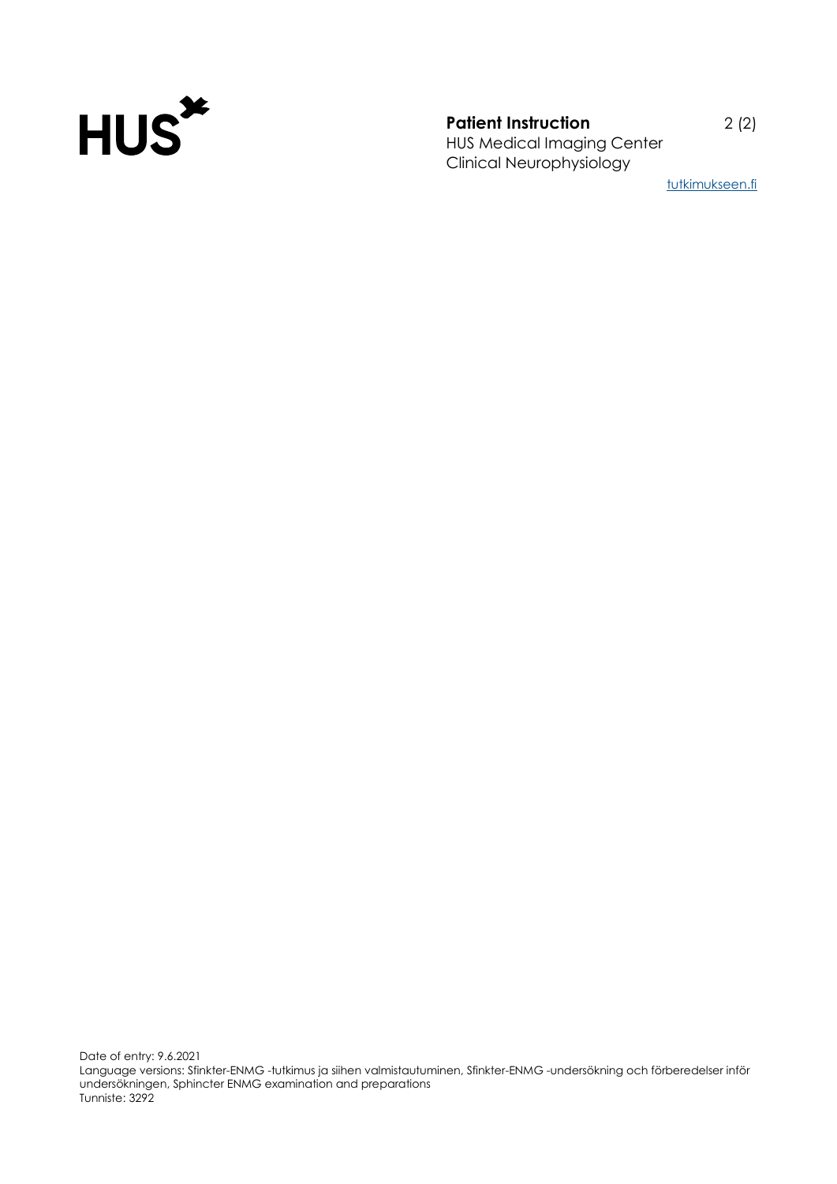Date of entry: 9.6.2021

Language versions: Sfinkter-ENMG -tutkimus ja siihen valmistautuminen, Sfinkter-ENMG -undersökning och förberedelser inför undersökningen, Sphincter ENMG examination and preparations

Tunniste: 3292